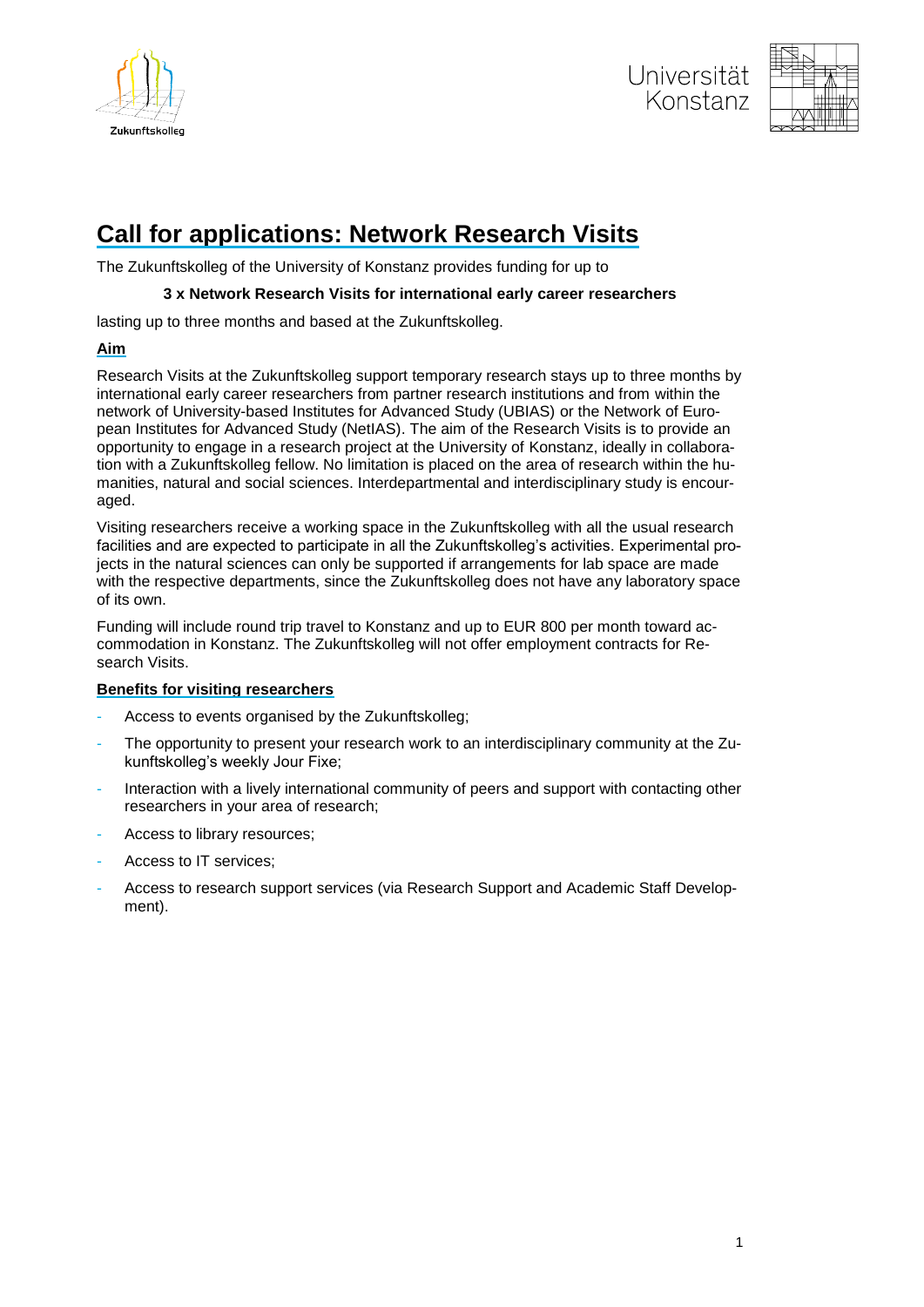# Call for applications: Network Research Visits

The Zukunftskolleg of the University of Konstanz provides funding for up to

**3 x Network Research Visits for international early career researchers**

lasting up to three months and based at the Zukunftskolleg.

## Aim

Research Visits at the Zukunftskolleg support temporary research stays up to three months by international early career researchers from partner research institutions and from within the network of University-based Institutes for Advanced Study (UBIAS) or the Network of European Institutes for Advanced Study (NetIAS). The aim of the Research Visits is to provide an opportunity to engage in a research project at the University of Konstanz, ideally in collaboration with a Zukunftskolleg fellow. No limitation is placed on the area of research within the humanities, natural and social sciences. Interdepartmental and interdisciplinary study is encouraged.

Visiting researchers receive a working space in the Zukunftskolleg with all the usual research facilities and are expected to participate in all the Zukunftskolleg's activities. Experimental projects in the natural sciences can only be supported if arrangements for lab space are made with the respective departments, since the Zukunftskolleg does not have any laboratory space of its own.

Funding will include round trip travel to Konstanz and up to EUR 800 per month toward accommodation in Konstanz. The Zukunftskolleg will not offer employment contracts for Research Visits.

## Benefits for visiting researchers

- Access to events organised by the Zukunftskolleg;
- The opportunity to present your research work to an interdisciplinary community at the Zukunftskolleg's weekly Jour Fixe;
- Interaction with a lively international community of peers and support with contacting other researchers in your area of research;
- Access to library resources;
- Access to IT services;
- Access to research support services (via Research Support and Academic Staff Development).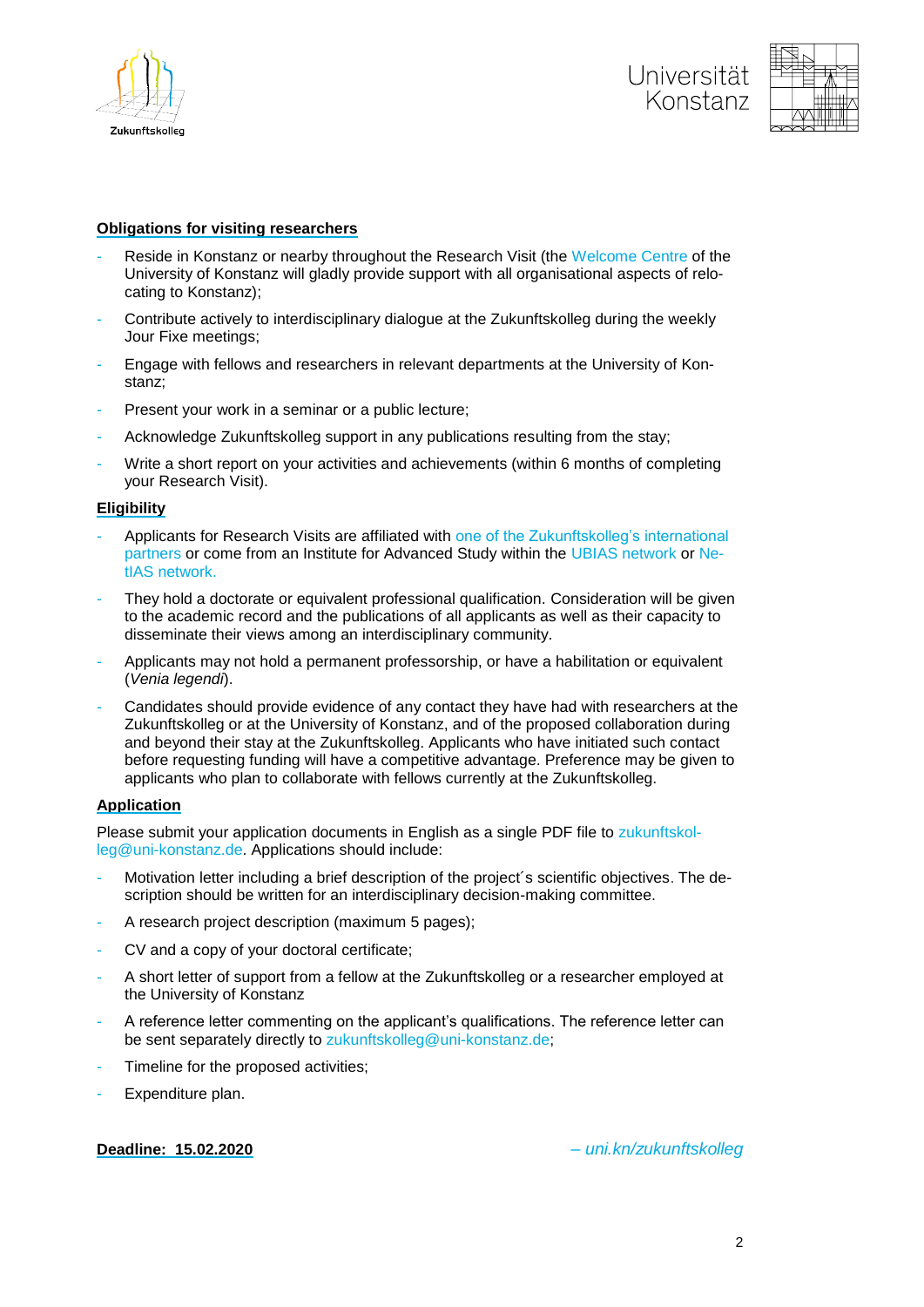## Obligations for visiting researchers

- Reside in Konstanz or nearby throughout the Research Visit (the Welcome Centre of the University of Konstanz will gladly provide support with all organisational aspects of relocating to Konstanz);
- Contribute actively to interdisciplinary dialogue at the Zukunftskolleg during the weekly Jour Fixe meetings;
- Engage with fellows and researchers in relevant departments at the University of Konstanz;
- Present your work in a seminar or a public lecture;
- Acknowledge Zukunftskolleg support in any publications resulting from the stay;
- Write a short report on your activities and achievements (within 6 months of completing your Research Visit).

## Eligibility

- Applicants for Research Visits are affiliated with one of the Zukunftskolleg's international partners or come from an Institute for Advanced Study within the UBIAS network or NetIAS network.
- They hold a doctorate or equivalent professional qualification. Consideration will be given to the academic record and the publications of all applicants as well as their capacity to disseminate their views among an interdisciplinary community.
- Applicants may not hold a permanent professorship, or have a habilitation or equivalent (*Venia legendi*).
- Candidates should provide evidence of any contact they have had with researchers at the Zukunftskolleg or at the University of Konstanz, and of the proposed collaboration during and beyond their stay at the Zukunftskolleg. Applicants who have initiated such contact before requesting funding will have a competitive advantage. Preference may be given to applicants who plan to collaborate with fellows currently at the Zukunftskolleg.

## Application

Please submit your application documents in English as a single PDF file to zukunftskolleg@uni-konstanz.de. Applications should include:

- Motivation letter including a brief description of the project´s scientific objectives. The description should be written for an interdisciplinary decision-making committee.
- A research project description (maximum 5 pages);
- CV and a copy of your doctoral certificate;
- A short letter of support from a fellow at the Zukunftskolleg or a researcher employed at the University of Konstanz
- A reference letter commenting on the applicant's qualifications. The reference letter can be sent separately directly to zukunftskolleg@uni-konstanz.de;
- Timeline for the proposed activities;
- Expenditure plan.

**Deadline: 15.02.2020**

*– uni.kn/zukunftskolleg*